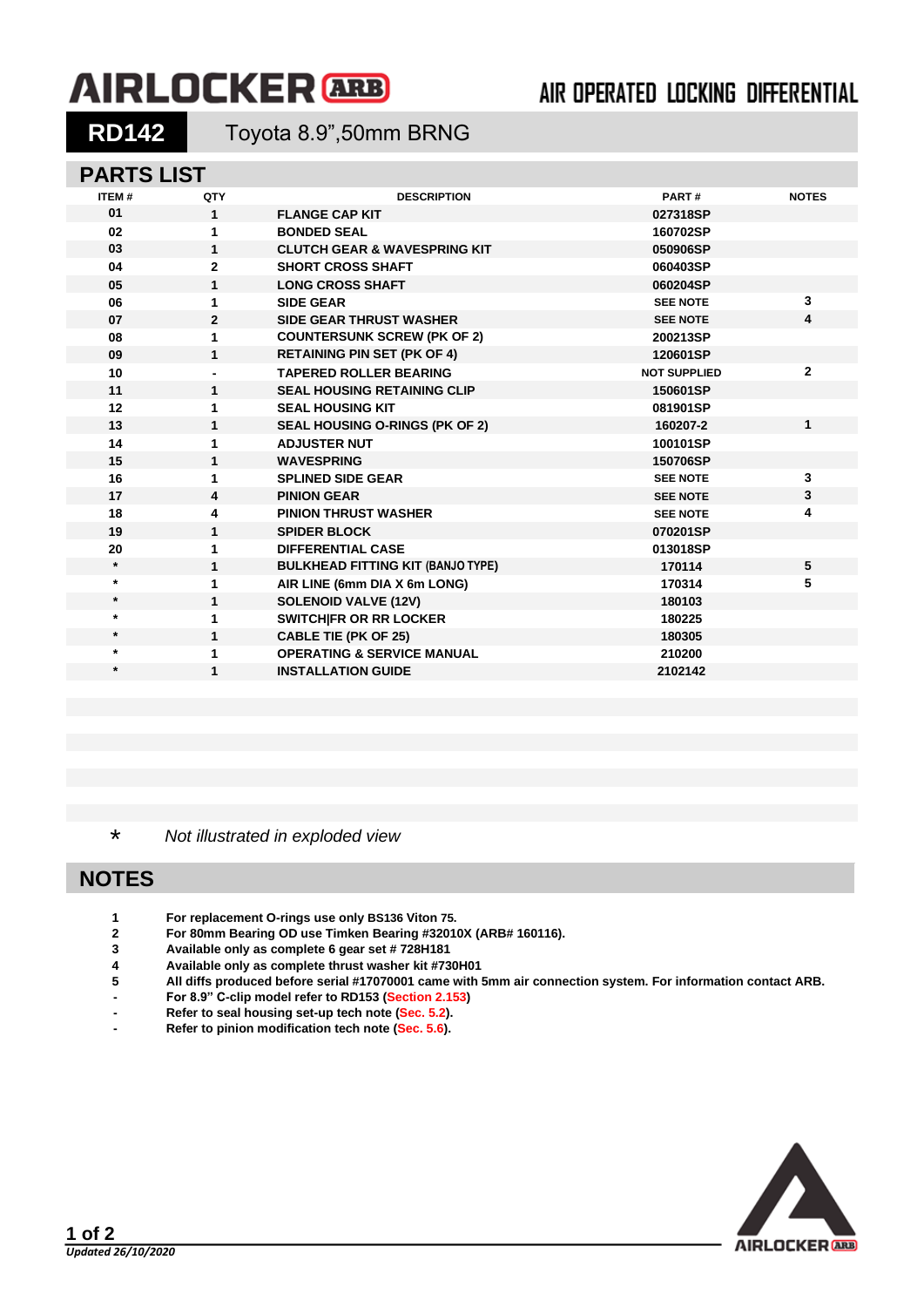# AIRLOCKER ARB

## AIR OPERATED LOCKING DIFFERENTIAL

**RD142** Toyota 8.9”,50mm BRNG

## PARTS LIST

| ITEM # | QTY | DESCRIPTION | PART # | NOTES |
|---|---|---|---|---|
| 01 | 1 | FLANGE CAP KIT | 027318SP | |
| 02 | 1 | BONDED SEAL | 160702SP | |
| 03 | 1 | CLUTCH GEAR & WAVESPRING KIT | 050906SP | |
| 04 | 2 | SHORT CROSS SHAFT | 060403SP | |
| 05 | 1 | LONG CROSS SHAFT | 060204SP | |
| 06 | 1 | SIDE GEAR | SEE NOTE | 3 |
| 07 | 2 | SIDE GEAR THRUST WASHER | SEE NOTE | 4 |
| 08 | 1 | COUNTERSUNK SCREW (PK OF 2) | 200213SP | |
| 09 | 1 | RETAINING PIN SET (PK OF 4) | 120601SP | |
| 10 | - | TAPERED ROLLER BEARING | NOT SUPPLIED | 2 |
| 11 | 1 | SEAL HOUSING RETAINING CLIP | 150601SP | |
| 12 | 1 | SEAL HOUSING KIT | 081901SP | |
| 13 | 1 | SEAL HOUSING O-RINGS (PK OF 2) | 160207-2 | 1 |
| 14 | 1 | ADJUSTER NUT | 100101SP | |
| 15 | 1 | WAVESPRING | 150706SP | |
| 16 | 1 | SPLINED SIDE GEAR | SEE NOTE | 3 |
| 17 | 4 | PINION GEAR | SEE NOTE | 3 |
| 18 | 4 | PINION THRUST WASHER | SEE NOTE | 4 |
| 19 | 1 | SPIDER BLOCK | 070201SP | |
| 20 | 1 | DIFFERENTIAL CASE | 013018SP | |
| * | 1 | BULKHEAD FITTING KIT (BANJO TYPE) | 170114 | 5 |
| * | 1 | AIR LINE (6mm DIA X 6m LONG) | 170314 | 5 |
| * | 1 | SOLENOID VALVE (12V) | 180103 | |
| * | 1 | SWITCH\|FR OR RR LOCKER | 180225 | |
| * | 1 | CABLE TIE (PK OF 25) | 180305 | |
| * | 1 | OPERATING & SERVICE MANUAL | 210200 | |
| * | 1 | INSTALLATION GUIDE | 2102142 | |

\* *Not illustrated in exploded view*

## NOTES

1. For replacement O-rings use only BS136 Viton 75.
2. For 80mm Bearing OD use Timken Bearing #32010X (ARB# 160116).
3. Available only as complete 6 gear set # 728H181
4. Available only as complete thrust washer kit #730H01
5. All diffs produced before serial #17070001 came with 5mm air connection system. For information contact ARB.

- For 8.9” C-clip model refer to RD153 (Section 2.153)
- Refer to seal housing set-up tech note (Sec. 5.2).
- Refer to pinion modification tech note (Sec. 5.6).

*Updated 26/10/2020*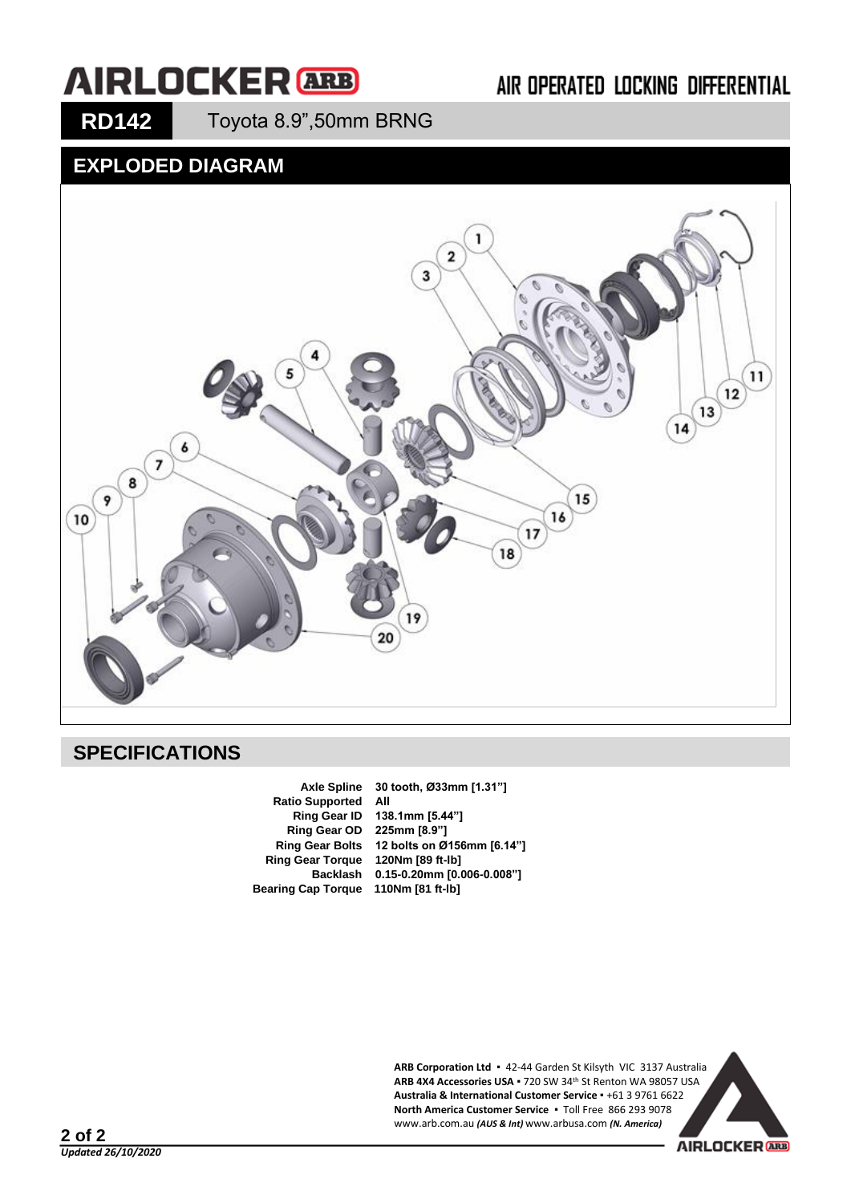# AIRLOCKER ARB

## AIR OPERATED LOCKING DIFFERENTIAL

**RD142** Toyota 8.9",50mm BRNG

## EXPLODED DIAGRAM

1
2
3
4
5
6
7
8
9
10
11
12
13
14
15
16
17
18
19
20

## SPECIFICATIONS

| | |
|---|---|
| **Axle Spline** | **30 tooth, Ø33mm [1.31"]** |
| **Ratio Supported** | **All** |
| **Ring Gear ID** | **138.1mm [5.44"]** |
| **Ring Gear OD** | **225mm [8.9"]** |
| **Ring Gear Bolts** | **12 bolts on Ø156mm [6.14"]** |
| **Ring Gear Torque** | **120Nm [89 ft-lb]** |
| **Backlash** | **0.15-0.20mm [0.006-0.008"]** |
| **Bearing Cap Torque** | **110Nm [81 ft-lb]** |

**ARB Corporation Ltd** ▪ 42-44 Garden St Kilsyth VIC 3137 Australia
**ARB 4X4 Accessories USA** ▪ 720 SW 34th St Renton WA 98057 USA
**Australia & International Customer Service** ▪ +61 3 9761 6622
**North America Customer Service** ▪ Toll Free 866 293 9078
www.arb.com.au ***(AUS & Int)*** www.arbusa.com ***(N. America)***

***Updated 26/10/2020***